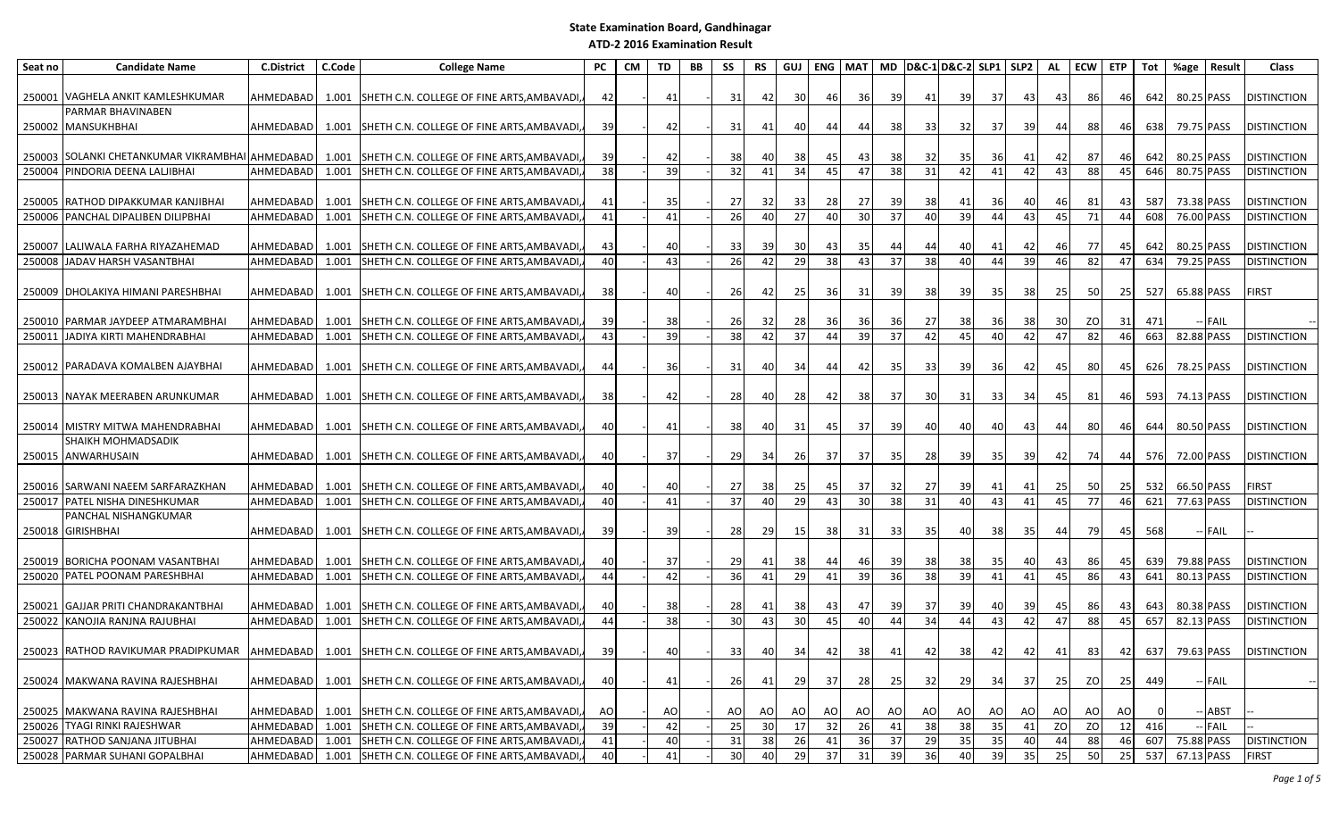# State Examination Board, Gandhinagar

## ATD-2 2016 Examination Result

| Seat no | Candidate Name | C.District | C.Code | College Name | PC | CM | TD | BB | SS | RS | GUJ | ENG | MAT | MD | D&C-1 | D&C-2 | SLP1 | SLP2 | AL | ECW | ETP | Tot | %age | Result | Class |
|---|---|---|---|---|---|---|---|---|---|---|---|---|---|---|---|---|---|---|---|---|---|---|---|---|---|
| 250001 | VAGHELA ANKIT KAMLESHKUMAR | AHMEDABAD | 1.001 | SHETH C.N. COLLEGE OF FINE ARTS,AMBAVADI, | 42 | | 41 | - | 31 | 42 | 30 | 46 | 36 | 39 | 41 | 39 | 37 | 43 | 43 | 86 | 46 | 642 | 80.25 | PASS | DISTINCTION |
| 250002 | PARMAR BHAVINABEN MANSUKHBHAI | AHMEDABAD | 1.001 | SHETH C.N. COLLEGE OF FINE ARTS,AMBAVADI, | 39 | | 42 | - | 31 | 41 | 40 | 44 | 44 | 38 | 33 | 32 | 37 | 39 | 44 | 88 | 46 | 638 | 79.75 | PASS | DISTINCTION |
| 250003 | SOLANKI CHETANKUMAR VIKRAMBHAI | AHMEDABAD | 1.001 | SHETH C.N. COLLEGE OF FINE ARTS,AMBAVADI, | 39 | | 42 | - | 38 | 40 | 38 | 45 | 43 | 38 | 32 | 35 | 36 | 41 | 42 | 87 | 46 | 642 | 80.25 | PASS | DISTINCTION |
| 250004 | PINDORIA DEENA LALJIBHAI | AHMEDABAD | 1.001 | SHETH C.N. COLLEGE OF FINE ARTS,AMBAVADI, | 38 | | 39 | - | 32 | 41 | 34 | 45 | 47 | 38 | 31 | 42 | 41 | 42 | 43 | 88 | 45 | 646 | 80.75 | PASS | DISTINCTION |
| 250005 | RATHOD DIPAKKUMAR KANJIBHAI | AHMEDABAD | 1.001 | SHETH C.N. COLLEGE OF FINE ARTS,AMBAVADI, | 41 | | 35 | - | 27 | 32 | 33 | 28 | 27 | 39 | 38 | 41 | 36 | 40 | 46 | 81 | 43 | 587 | 73.38 | PASS | DISTINCTION |
| 250006 | PANCHAL DIPALIBEN DILIPBHAI | AHMEDABAD | 1.001 | SHETH C.N. COLLEGE OF FINE ARTS,AMBAVADI, | 41 | | 41 | - | 26 | 40 | 27 | 40 | 30 | 37 | 40 | 39 | 44 | 43 | 45 | 71 | 44 | 608 | 76.00 | PASS | DISTINCTION |
| 250007 | LALIWALA FARHA RIYAZAHEMAD | AHMEDABAD | 1.001 | SHETH C.N. COLLEGE OF FINE ARTS,AMBAVADI, | 43 | | 40 | - | 33 | 39 | 30 | 43 | 35 | 44 | 44 | 40 | 41 | 42 | 46 | 77 | 45 | 642 | 80.25 | PASS | DISTINCTION |
| 250008 | JADAV HARSH VASANTBHAI | AHMEDABAD | 1.001 | SHETH C.N. COLLEGE OF FINE ARTS,AMBAVADI, | 40 | | 43 | - | 26 | 42 | 29 | 38 | 43 | 37 | 38 | 40 | 44 | 39 | 46 | 82 | 47 | 634 | 79.25 | PASS | DISTINCTION |
| 250009 | DHOLAKIYA HIMANI PARESHBHAI | AHMEDABAD | 1.001 | SHETH C.N. COLLEGE OF FINE ARTS,AMBAVADI, | 38 | | 40 | - | 26 | 42 | 25 | 36 | 31 | 39 | 38 | 39 | 35 | 38 | 25 | 50 | 25 | 527 | 65.88 | PASS | FIRST |
| 250010 | PARMAR JAYDEEP ATMARAMBHAI | AHMEDABAD | 1.001 | SHETH C.N. COLLEGE OF FINE ARTS,AMBAVADI, | 39 | | 38 | - | 26 | 32 | 28 | 36 | 36 | 36 | 27 | 38 | 36 | 38 | 30 | ZO | 31 | 471 | -- | FAIL | -- |
| 250011 | JADIYA KIRTI MAHENDRABHAI | AHMEDABAD | 1.001 | SHETH C.N. COLLEGE OF FINE ARTS,AMBAVADI, | 43 | | 39 | - | 38 | 42 | 37 | 44 | 39 | 37 | 42 | 45 | 40 | 42 | 47 | 82 | 46 | 663 | 82.88 | PASS | DISTINCTION |
| 250012 | PARADAVA KOMALBEN AJAYBHAI | AHMEDABAD | 1.001 | SHETH C.N. COLLEGE OF FINE ARTS,AMBAVADI, | 44 | | 36 | - | 31 | 40 | 34 | 44 | 42 | 35 | 33 | 39 | 36 | 42 | 45 | 80 | 45 | 626 | 78.25 | PASS | DISTINCTION |
| 250013 | NAYAK MEERABEN ARUNKUMAR | AHMEDABAD | 1.001 | SHETH C.N. COLLEGE OF FINE ARTS,AMBAVADI, | 38 | | 42 | - | 28 | 40 | 28 | 42 | 38 | 37 | 30 | 31 | 33 | 34 | 45 | 81 | 46 | 593 | 74.13 | PASS | DISTINCTION |
| 250014 | MISTRY MITWA MAHENDRABHAI | AHMEDABAD | 1.001 | SHETH C.N. COLLEGE OF FINE ARTS,AMBAVADI, | 40 | | 41 | - | 38 | 40 | 31 | 45 | 37 | 39 | 40 | 40 | 40 | 43 | 44 | 80 | 46 | 644 | 80.50 | PASS | DISTINCTION |
| 250015 | SHAIKH MOHMADSADIK ANWARHUSAIN | AHMEDABAD | 1.001 | SHETH C.N. COLLEGE OF FINE ARTS,AMBAVADI, | 40 | | 37 | - | 29 | 34 | 26 | 37 | 37 | 35 | 28 | 39 | 35 | 39 | 42 | 74 | 44 | 576 | 72.00 | PASS | DISTINCTION |
| 250016 | SARWANI NAEEM SARFARAZKHAN | AHMEDABAD | 1.001 | SHETH C.N. COLLEGE OF FINE ARTS,AMBAVADI, | 40 | | 40 | - | 27 | 38 | 25 | 45 | 37 | 32 | 27 | 39 | 41 | 41 | 25 | 50 | 25 | 532 | 66.50 | PASS | FIRST |
| 250017 | PATEL NISHA DINESHKUMAR | AHMEDABAD | 1.001 | SHETH C.N. COLLEGE OF FINE ARTS,AMBAVADI, | 40 | | 41 | - | 37 | 40 | 29 | 43 | 30 | 38 | 31 | 40 | 43 | 41 | 45 | 77 | 46 | 621 | 77.63 | PASS | DISTINCTION |
| 250018 | PANCHAL NISHANGKUMAR GIRISHBHAI | AHMEDABAD | 1.001 | SHETH C.N. COLLEGE OF FINE ARTS,AMBAVADI, | 39 | | 39 | - | 28 | 29 | 15 | 38 | 31 | 33 | 35 | 40 | 38 | 35 | 44 | 79 | 45 | 568 | -- | FAIL | -- |
| 250019 | BORICHA POONAM VASANTBHAI | AHMEDABAD | 1.001 | SHETH C.N. COLLEGE OF FINE ARTS,AMBAVADI, | 40 | | 37 | - | 29 | 41 | 38 | 44 | 46 | 39 | 38 | 38 | 35 | 40 | 43 | 86 | 45 | 639 | 79.88 | PASS | DISTINCTION |
| 250020 | PATEL POONAM PARESHBHAI | AHMEDABAD | 1.001 | SHETH C.N. COLLEGE OF FINE ARTS,AMBAVADI, | 44 | | 42 | - | 36 | 41 | 29 | 41 | 39 | 36 | 38 | 39 | 41 | 41 | 45 | 86 | 43 | 641 | 80.13 | PASS | DISTINCTION |
| 250021 | GAJJAR PRITI CHANDRAKANTBHAI | AHMEDABAD | 1.001 | SHETH C.N. COLLEGE OF FINE ARTS,AMBAVADI, | 40 | | 38 | - | 28 | 41 | 38 | 43 | 47 | 39 | 37 | 39 | 40 | 39 | 45 | 86 | 43 | 643 | 80.38 | PASS | DISTINCTION |
| 250022 | KANOJIA RANJNA RAJUBHAI | AHMEDABAD | 1.001 | SHETH C.N. COLLEGE OF FINE ARTS,AMBAVADI, | 44 | | 38 | - | 30 | 43 | 30 | 45 | 40 | 44 | 34 | 44 | 43 | 42 | 47 | 88 | 45 | 657 | 82.13 | PASS | DISTINCTION |
| 250023 | RATHOD RAVIKUMAR PRADIPKUMAR | AHMEDABAD | 1.001 | SHETH C.N. COLLEGE OF FINE ARTS,AMBAVADI, | 39 | | 40 | - | 33 | 40 | 34 | 42 | 38 | 41 | 42 | 38 | 42 | 42 | 41 | 83 | 42 | 637 | 79.63 | PASS | DISTINCTION |
| 250024 | MAKWANA RAVINA RAJESHBHAI | AHMEDABAD | 1.001 | SHETH C.N. COLLEGE OF FINE ARTS,AMBAVADI, | 40 | | 41 | - | 26 | 41 | 29 | 37 | 28 | 25 | 32 | 29 | 34 | 37 | 25 | ZO | 25 | 449 | -- | FAIL | -- |
| 250025 | MAKWANA RAVINA RAJESHBHAI | AHMEDABAD | 1.001 | SHETH C.N. COLLEGE OF FINE ARTS,AMBAVADI, | AO | | AO | - | AO | AO | AO | AO | AO | AO | AO | AO | AO | AO | AO | AO | AO | 0 | -- | ABST | -- |
| 250026 | TYAGI RINKI RAJESHWAR | AHMEDABAD | 1.001 | SHETH C.N. COLLEGE OF FINE ARTS,AMBAVADI, | 39 | | 42 | - | 25 | 30 | 17 | 32 | 26 | 41 | 38 | 38 | 35 | 41 | ZO | ZO | 12 | 416 | -- | FAIL | -- |
| 250027 | RATHOD SANJANA JITUBHAI | AHMEDABAD | 1.001 | SHETH C.N. COLLEGE OF FINE ARTS,AMBAVADI, | 41 | | 40 | - | 31 | 38 | 26 | 41 | 36 | 37 | 29 | 35 | 35 | 40 | 44 | 88 | 46 | 607 | 75.88 | PASS | DISTINCTION |
| 250028 | PARMAR SUHANI GOPALBHAI | AHMEDABAD | 1.001 | SHETH C.N. COLLEGE OF FINE ARTS,AMBAVADI, | 40 | | 41 | - | 30 | 40 | 29 | 37 | 31 | 39 | 36 | 40 | 39 | 35 | 25 | 50 | 25 | 537 | 67.13 | PASS | FIRST |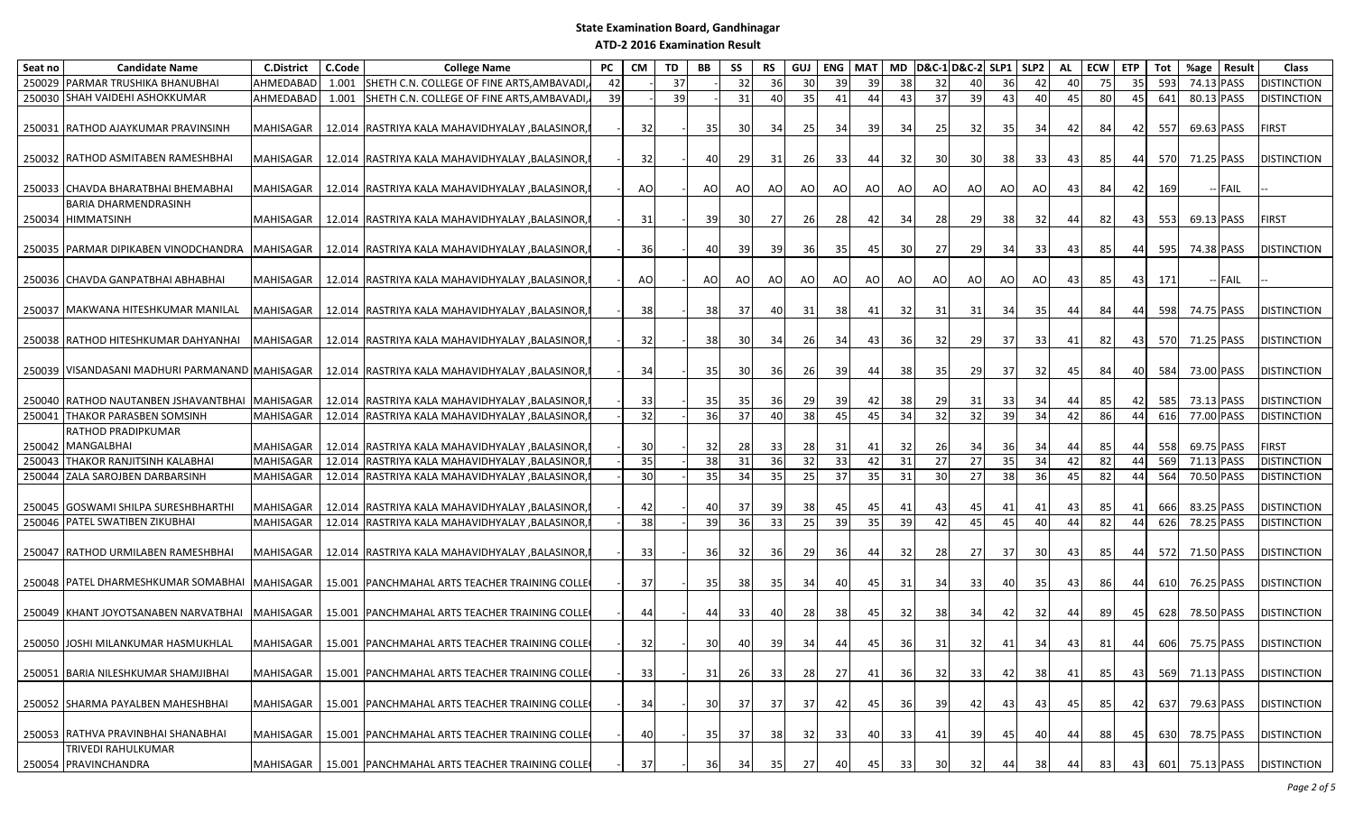# State Examination Board, Gandhinagar

## ATD-2 2016 Examination Result

| Seat no | Candidate Name | C.District | C.Code | College Name | PC | CM | TD | BB | SS | RS | GUJ | ENG | MAT | MD | D&C-1 | D&C-2 | SLP1 | SLP2 | AL | ECW | ETP | Tot | %age | Result | Class |
|---|---|---|---|---|---|---|---|---|---|---|---|---|---|---|---|---|---|---|---|---|---|---|---|---|---|
| 250029 | PARMAR TRUSHIKA BHANUBHAI | AHMEDABAD | 1.001 | SHETH C.N. COLLEGE OF FINE ARTS,AMBAVADI, | 42 | - | 37 | - | 32 | 36 | 30 | 39 | 39 | 38 | 32 | 40 | 36 | 42 | 40 | 75 | 35 | 593 | 74.13 | PASS | DISTINCTION |
| 250030 | SHAH VAIDEHI ASHOKKUMAR | AHMEDABAD | 1.001 | SHETH C.N. COLLEGE OF FINE ARTS,AMBAVADI, | 39 | - | 39 | - | 31 | 40 | 35 | 41 | 44 | 43 | 37 | 39 | 43 | 40 | 45 | 80 | 45 | 641 | 80.13 | PASS | DISTINCTION |
| 250031 | RATHOD AJAYKUMAR PRAVINSINH | MAHISAGAR | 12.014 | RASTRIYA KALA MAHAVIDHYALAY ,BALASINOR, | - | 32 | - | 35 | 30 | 34 | 25 | 34 | 39 | 34 | 25 | 32 | 35 | 34 | 42 | 84 | 42 | 557 | 69.63 | PASS | FIRST |
| 250032 | RATHOD ASMITABEN RAMESHBHAI | MAHISAGAR | 12.014 | RASTRIYA KALA MAHAVIDHYALAY ,BALASINOR, | - | 32 | - | 40 | 29 | 31 | 26 | 33 | 44 | 32 | 30 | 30 | 38 | 33 | 43 | 85 | 44 | 570 | 71.25 | PASS | DISTINCTION |
| 250033 | CHAVDA BHARATBHAI BHEMABHAI | MAHISAGAR | 12.014 | RASTRIYA KALA MAHAVIDHYALAY ,BALASINOR, | - | AO | - | AO | AO | AO | AO | AO | AO | AO | AO | AO | AO | AO | 43 | 84 | 42 | 169 | -- | FAIL | -- |
| 250034 | BARIA DHARMENDRASINH HIMMATSINH | MAHISAGAR | 12.014 | RASTRIYA KALA MAHAVIDHYALAY ,BALASINOR, | - | 31 | - | 39 | 30 | 27 | 26 | 28 | 42 | 34 | 28 | 29 | 38 | 32 | 44 | 82 | 43 | 553 | 69.13 | PASS | FIRST |
| 250035 | PARMAR DIPIKABEN VINODCHANDRA | MAHISAGAR | 12.014 | RASTRIYA KALA MAHAVIDHYALAY ,BALASINOR, | - | 36 | - | 40 | 39 | 39 | 36 | 35 | 45 | 30 | 27 | 29 | 34 | 33 | 43 | 85 | 44 | 595 | 74.38 | PASS | DISTINCTION |
| 250036 | CHAVDA GANPATBHAI ABHABHAI | MAHISAGAR | 12.014 | RASTRIYA KALA MAHAVIDHYALAY ,BALASINOR, | - | AO | - | AO | AO | AO | AO | AO | AO | AO | AO | AO | AO | AO | 43 | 85 | 43 | 171 | -- | FAIL | -- |
| 250037 | MAKWANA HITESHKUMAR MANILAL | MAHISAGAR | 12.014 | RASTRIYA KALA MAHAVIDHYALAY ,BALASINOR, | - | 38 | - | 38 | 37 | 40 | 31 | 38 | 41 | 32 | 31 | 31 | 34 | 35 | 44 | 84 | 44 | 598 | 74.75 | PASS | DISTINCTION |
| 250038 | RATHOD HITESHKUMAR DAHYANHAI | MAHISAGAR | 12.014 | RASTRIYA KALA MAHAVIDHYALAY ,BALASINOR, | - | 32 | - | 38 | 30 | 34 | 26 | 34 | 43 | 36 | 32 | 29 | 37 | 33 | 41 | 82 | 43 | 570 | 71.25 | PASS | DISTINCTION |
| 250039 | VISANDASANI MADHURI PARMANAND | MAHISAGAR | 12.014 | RASTRIYA KALA MAHAVIDHYALAY ,BALASINOR, | - | 34 | - | 35 | 30 | 36 | 26 | 39 | 44 | 38 | 35 | 29 | 37 | 32 | 45 | 84 | 40 | 584 | 73.00 | PASS | DISTINCTION |
| 250040 | RATHOD NAUTANBEN JSHAVANTBHAI | MAHISAGAR | 12.014 | RASTRIYA KALA MAHAVIDHYALAY ,BALASINOR, | - | 33 | - | 35 | 35 | 36 | 29 | 39 | 42 | 38 | 29 | 31 | 33 | 34 | 44 | 85 | 42 | 585 | 73.13 | PASS | DISTINCTION |
| 250041 | THAKOR PARASBEN SOMSINH | MAHISAGAR | 12.014 | RASTRIYA KALA MAHAVIDHYALAY ,BALASINOR, | - | 32 | - | 36 | 37 | 40 | 38 | 45 | 45 | 34 | 32 | 32 | 39 | 34 | 42 | 86 | 44 | 616 | 77.00 | PASS | DISTINCTION |
| 250042 | RATHOD PRADIPKUMAR MANGALBHAI | MAHISAGAR | 12.014 | RASTRIYA KALA MAHAVIDHYALAY ,BALASINOR, | - | 30 | - | 32 | 28 | 33 | 28 | 31 | 41 | 32 | 26 | 34 | 36 | 34 | 44 | 85 | 44 | 558 | 69.75 | PASS | FIRST |
| 250043 | THAKOR RANJITSINH KALABHAI | MAHISAGAR | 12.014 | RASTRIYA KALA MAHAVIDHYALAY ,BALASINOR, | - | 35 | - | 38 | 31 | 36 | 32 | 33 | 42 | 31 | 27 | 27 | 35 | 34 | 42 | 82 | 44 | 569 | 71.13 | PASS | DISTINCTION |
| 250044 | ZALA SAROJBEN DARBARSINH | MAHISAGAR | 12.014 | RASTRIYA KALA MAHAVIDHYALAY ,BALASINOR, | - | 30 | - | 35 | 34 | 35 | 25 | 37 | 35 | 31 | 30 | 27 | 38 | 36 | 45 | 82 | 44 | 564 | 70.50 | PASS | DISTINCTION |
| 250045 | GOSWAMI SHILPA SURESHBHARTHI | MAHISAGAR | 12.014 | RASTRIYA KALA MAHAVIDHYALAY ,BALASINOR, | - | 42 | - | 40 | 37 | 39 | 38 | 45 | 45 | 41 | 43 | 45 | 41 | 41 | 43 | 85 | 41 | 666 | 83.25 | PASS | DISTINCTION |
| 250046 | PATEL SWATIBEN ZIKUBHAI | MAHISAGAR | 12.014 | RASTRIYA KALA MAHAVIDHYALAY ,BALASINOR, | - | 38 | - | 39 | 36 | 33 | 25 | 39 | 35 | 39 | 42 | 45 | 45 | 40 | 44 | 82 | 44 | 626 | 78.25 | PASS | DISTINCTION |
| 250047 | RATHOD URMILABEN RAMESHBHAI | MAHISAGAR | 12.014 | RASTRIYA KALA MAHAVIDHYALAY ,BALASINOR, | - | 33 | - | 36 | 32 | 36 | 29 | 36 | 44 | 32 | 28 | 27 | 37 | 30 | 43 | 85 | 44 | 572 | 71.50 | PASS | DISTINCTION |
| 250048 | PATEL DHARMESHKUMAR SOMABHAI | MAHISAGAR | 15.001 | PANCHMAHAL ARTS TEACHER TRAINING COLLE | - | 37 | - | 35 | 38 | 35 | 34 | 40 | 45 | 31 | 34 | 33 | 40 | 35 | 43 | 86 | 44 | 610 | 76.25 | PASS | DISTINCTION |
| 250049 | KHANT JOYOTSANABEN NARVATBHAI | MAHISAGAR | 15.001 | PANCHMAHAL ARTS TEACHER TRAINING COLLE | - | 44 | - | 44 | 33 | 40 | 28 | 38 | 45 | 32 | 38 | 34 | 42 | 32 | 44 | 89 | 45 | 628 | 78.50 | PASS | DISTINCTION |
| 250050 | JOSHI MILANKUMAR HASMUKHLAL | MAHISAGAR | 15.001 | PANCHMAHAL ARTS TEACHER TRAINING COLLE | - | 32 | - | 30 | 40 | 39 | 34 | 44 | 45 | 36 | 31 | 32 | 41 | 34 | 43 | 81 | 44 | 606 | 75.75 | PASS | DISTINCTION |
| 250051 | BARIA NILESHKUMAR SHAMJIBHAI | MAHISAGAR | 15.001 | PANCHMAHAL ARTS TEACHER TRAINING COLLE | - | 33 | - | 31 | 26 | 33 | 28 | 27 | 41 | 36 | 32 | 33 | 42 | 38 | 41 | 85 | 43 | 569 | 71.13 | PASS | DISTINCTION |
| 250052 | SHARMA PAYALBEN MAHESHBHAI | MAHISAGAR | 15.001 | PANCHMAHAL ARTS TEACHER TRAINING COLLE | - | 34 | - | 30 | 37 | 37 | 37 | 42 | 45 | 36 | 39 | 42 | 43 | 43 | 45 | 85 | 42 | 637 | 79.63 | PASS | DISTINCTION |
| 250053 | RATHVA PRAVINBHAI SHANABHAI | MAHISAGAR | 15.001 | PANCHMAHAL ARTS TEACHER TRAINING COLLE | - | 40 | - | 35 | 37 | 38 | 32 | 33 | 40 | 33 | 41 | 39 | 45 | 40 | 44 | 88 | 45 | 630 | 78.75 | PASS | DISTINCTION |
| 250054 | TRIVEDI RAHULKUMAR PRAVINCHANDRA | MAHISAGAR | 15.001 | PANCHMAHAL ARTS TEACHER TRAINING COLLE | - | 37 | - | 36 | 34 | 35 | 27 | 40 | 45 | 33 | 30 | 32 | 44 | 38 | 44 | 83 | 43 | 601 | 75.13 | PASS | DISTINCTION |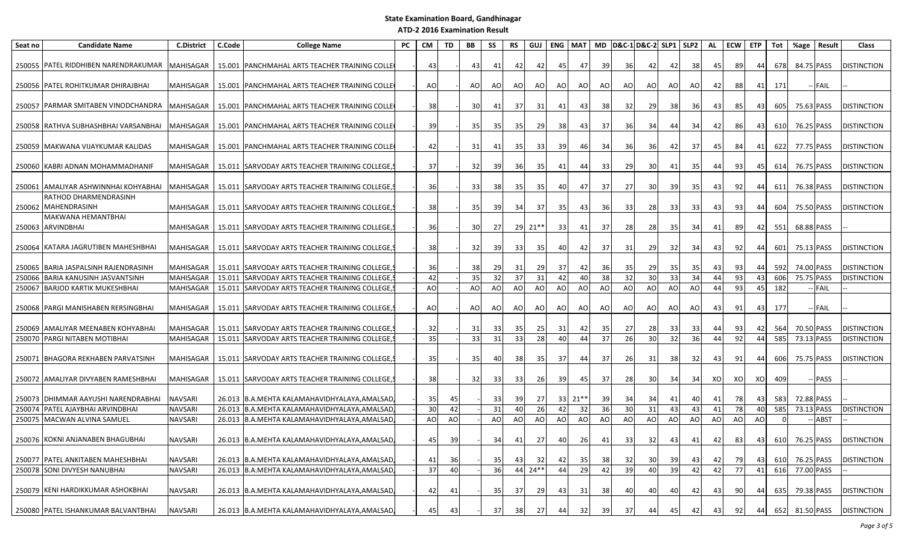**State Examination Board, Gandhinagar**

**ATD-2 2016 Examination Result**

| Seat no | Candidate Name | C.District | C.Code | College Name | PC | CM | TD | BB | SS | RS | GUJ | ENG | MAT | MD | D&C-1 | D&C-2 | SLP1 | SLP2 | AL | ECW | ETP | Tot | %age | Result | Class |
|---|---|---|---|---|---|---|---|---|---|---|---|---|---|---|---|---|---|---|---|---|---|---|---|---|---|
| 250055 | PATEL RIDDHIBEN NARENDRAKUMAR | MAHISAGAR | 15.001 | PANCHMAHAL ARTS TEACHER TRAINING COLLE | - | 43 | - | 43 | 41 | 42 | 42 | 45 | 47 | 39 | 36 | 42 | 42 | 38 | 45 | 89 | 44 | 678 | 84.75 | PASS | DISTINCTION |
| 250056 | PATEL ROHITKUMAR DHIRAJBHAI | MAHISAGAR | 15.001 | PANCHMAHAL ARTS TEACHER TRAINING COLLE | - | AO | - | AO | AO | AO | AO | AO | AO | AO | AO | AO | AO | AO | 42 | 88 | 41 | 171 | -- | FAIL | -- |
| 250057 | PARMAR SMITABEN VINODCHANDRA | MAHISAGAR | 15.001 | PANCHMAHAL ARTS TEACHER TRAINING COLLE | - | 38 | - | 30 | 41 | 37 | 31 | 41 | 43 | 38 | 32 | 29 | 38 | 36 | 43 | 85 | 43 | 605 | 75.63 | PASS | DISTINCTION |
| 250058 | RATHVA SUBHASHBHAI VARSANBHAI | MAHISAGAR | 15.001 | PANCHMAHAL ARTS TEACHER TRAINING COLLE | - | 39 | - | 35 | 35 | 35 | 29 | 38 | 43 | 37 | 36 | 34 | 44 | 34 | 42 | 86 | 43 | 610 | 76.25 | PASS | DISTINCTION |
| 250059 | MAKWANA VIJAYKUMAR KALIDAS | MAHISAGAR | 15.001 | PANCHMAHAL ARTS TEACHER TRAINING COLLE | - | 42 | - | 31 | 41 | 35 | 33 | 39 | 46 | 34 | 36 | 36 | 42 | 37 | 45 | 84 | 41 | 622 | 77.75 | PASS | DISTINCTION |
| 250060 | KABRI ADNAN MOHAMMADHANIF | MAHISAGAR | 15.011 | SARVODAY ARTS TEACHER TRAINING COLLEGE,S | - | 37 | - | 32 | 39 | 36 | 35 | 41 | 44 | 33 | 29 | 30 | 41 | 35 | 44 | 93 | 45 | 614 | 76.75 | PASS | DISTINCTION |
| 250061 | AMALIYAR ASHWINNHAI KOHYABHAI | MAHISAGAR | 15.011 | SARVODAY ARTS TEACHER TRAINING COLLEGE,S | - | 36 | - | 33 | 38 | 35 | 35 | 40 | 47 | 37 | 27 | 30 | 39 | 35 | 43 | 92 | 44 | 611 | 76.38 | PASS | DISTINCTION |
| 250062 | RATHOD DHARMENDRASINH MAHENDRASINH | MAHISAGAR | 15.011 | SARVODAY ARTS TEACHER TRAINING COLLEGE,S | - | 38 | - | 35 | 39 | 34 | 37 | 35 | 43 | 36 | 33 | 28 | 33 | 33 | 43 | 93 | 44 | 604 | 75.50 | PASS | DISTINCTION |
| 250063 | MAKWANA HEMANTBHAI ARVINDBHAI | MAHISAGAR | 15.011 | SARVODAY ARTS TEACHER TRAINING COLLEGE,S | - | 36 | - | 30 | 27 | 29 | 21** | 33 | 41 | 37 | 28 | 28 | 35 | 34 | 41 | 89 | 42 | 551 | 68.88 | PASS | -- |
| 250064 | KATARA JAGRUTIBEN MAHESHBHAI | MAHISAGAR | 15.011 | SARVODAY ARTS TEACHER TRAINING COLLEGE,S | - | 38 | - | 32 | 39 | 33 | 35 | 40 | 42 | 37 | 31 | 29 | 32 | 34 | 43 | 92 | 44 | 601 | 75.13 | PASS | DISTINCTION |
| 250065 | BARIA JASPALSINH RAJENDRASINH | MAHISAGAR | 15.011 | SARVODAY ARTS TEACHER TRAINING COLLEGE,S | - | 36 | - | 38 | 29 | 31 | 29 | 37 | 42 | 36 | 35 | 29 | 35 | 35 | 43 | 93 | 44 | 592 | 74.00 | PASS | DISTINCTION |
| 250066 | BARIA KANUSINH JASVANTSINH | MAHISAGAR | 15.011 | SARVODAY ARTS TEACHER TRAINING COLLEGE,S | - | 42 | - | 35 | 32 | 37 | 31 | 42 | 40 | 38 | 32 | 30 | 33 | 34 | 44 | 93 | 43 | 606 | 75.75 | PASS | DISTINCTION |
| 250067 | BARJOD KARTIK MUKESHBHAI | MAHISAGAR | 15.011 | SARVODAY ARTS TEACHER TRAINING COLLEGE,S | - | AO | - | AO | AO | AO | AO | AO | AO | AO | AO | AO | AO | AO | 44 | 93 | 45 | 182 | -- | FAIL | -- |
| 250068 | PARGI MANISHABEN RERSINGBHAI | MAHISAGAR | 15.011 | SARVODAY ARTS TEACHER TRAINING COLLEGE,S | - | AO | - | AO | AO | AO | AO | AO | AO | AO | AO | AO | AO | AO | 43 | 91 | 43 | 177 | -- | FAIL | -- |
| 250069 | AMALIYAR MEENABEN KOHYABHAI | MAHISAGAR | 15.011 | SARVODAY ARTS TEACHER TRAINING COLLEGE,S | - | 32 | - | 31 | 33 | 35 | 25 | 31 | 42 | 35 | 27 | 28 | 33 | 33 | 44 | 93 | 42 | 564 | 70.50 | PASS | DISTINCTION |
| 250070 | PARGI NITABEN MOTIBHAI | MAHISAGAR | 15.011 | SARVODAY ARTS TEACHER TRAINING COLLEGE,S | - | 35 | - | 33 | 31 | 33 | 28 | 40 | 44 | 37 | 26 | 30 | 32 | 36 | 44 | 92 | 44 | 585 | 73.13 | PASS | DISTINCTION |
| 250071 | BHAGORA REKHABEN PARVATSINH | MAHISAGAR | 15.011 | SARVODAY ARTS TEACHER TRAINING COLLEGE,S | - | 35 | - | 35 | 40 | 38 | 35 | 37 | 44 | 37 | 26 | 31 | 38 | 32 | 43 | 91 | 44 | 606 | 75.75 | PASS | DISTINCTION |
| 250072 | AMALIYAR DIVYABEN RAMESHBHAI | MAHISAGAR | 15.011 | SARVODAY ARTS TEACHER TRAINING COLLEGE,S | - | 38 | - | 32 | 33 | 33 | 26 | 39 | 45 | 37 | 28 | 30 | 34 | 34 | XO | XO | XO | 409 | -- | PASS | -- |
| 250073 | DHIMMAR AAYUSHI NARENDRABHAI | NAVSARI | 26.013 | B.A.MEHTA KALAMAHAVIDHYALAYA,AMALSAD, | - | 35 | 45 | - | 33 | 39 | 27 | 33 | 21** | 39 | 34 | 34 | 41 | 40 | 41 | 78 | 43 | 583 | 72.88 | PASS | -- |
| 250074 | PATEL AJAYBHAI ARVINDBHAI | NAVSARI | 26.013 | B.A.MEHTA KALAMAHAVIDHYALAYA,AMALSAD, | - | 30 | 42 | - | 31 | 40 | 26 | 42 | 32 | 36 | 30 | 31 | 43 | 43 | 41 | 78 | 40 | 585 | 73.13 | PASS | DISTINCTION |
| 250075 | MACWAN ALVINA SAMUEL | NAVSARI | 26.013 | B.A.MEHTA KALAMAHAVIDHYALAYA,AMALSAD, | - | AO | AO | - | AO | AO | AO | AO | AO | AO | AO | AO | AO | AO | AO | AO | AO | 0 | -- | ABST | -- |
| 250076 | KOKNI ANJANABEN BHAGUBHAI | NAVSARI | 26.013 | B.A.MEHTA KALAMAHAVIDHYALAYA,AMALSAD, | - | 45 | 39 | - | 34 | 41 | 27 | 40 | 26 | 41 | 33 | 32 | 43 | 41 | 42 | 83 | 43 | 610 | 76.25 | PASS | DISTINCTION |
| 250077 | PATEL ANKITABEN MAHESHBHAI | NAVSARI | 26.013 | B.A.MEHTA KALAMAHAVIDHYALAYA,AMALSAD, | - | 41 | 36 | - | 35 | 43 | 32 | 42 | 35 | 38 | 32 | 30 | 39 | 43 | 42 | 79 | 43 | 610 | 76.25 | PASS | DISTINCTION |
| 250078 | SONI DIVYESH NANUBHAI | NAVSARI | 26.013 | B.A.MEHTA KALAMAHAVIDHYALAYA,AMALSAD, | - | 37 | 40 | - | 36 | 44 | 24** | 44 | 29 | 42 | 39 | 40 | 39 | 42 | 42 | 77 | 41 | 616 | 77.00 | PASS | -- |
| 250079 | KENI HARDIKKUMAR ASHOKBHAI | NAVSARI | 26.013 | B.A.MEHTA KALAMAHAVIDHYALAYA,AMALSAD, | - | 42 | 41 | - | 35 | 37 | 29 | 43 | 31 | 38 | 40 | 40 | 40 | 42 | 43 | 90 | 44 | 635 | 79.38 | PASS | DISTINCTION |
| 250080 | PATEL ISHANKUMAR BALVANTBHAI | NAVSARI | 26.013 | B.A.MEHTA KALAMAHAVIDHYALAYA,AMALSAD, | - | 45 | 43 | - | 37 | 38 | 27 | 44 | 32 | 39 | 37 | 44 | 45 | 42 | 43 | 92 | 44 | 652 | 81.50 | PASS | DISTINCTION |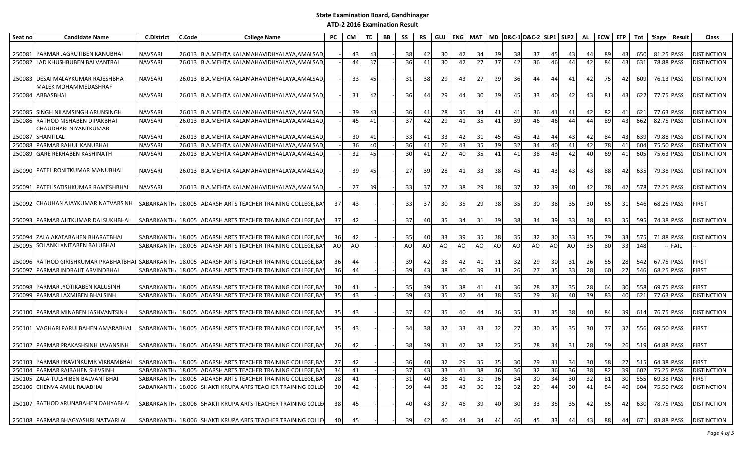**State Examination Board, Gandhinagar**

**ATD-2 2016 Examination Result**

| Seat no | Candidate Name | C.District | C.Code | College Name | PC | CM | TD | BB | SS | RS | GUJ | ENG | MAT | MD | D&C-1 | D&C-2 | SLP1 | SLP2 | AL | ECW | ETP | Tot | %age | Result | Class |
|---|---|---|---|---|---|---|---|---|---|---|---|---|---|---|---|---|---|---|---|---|---|---|---|---|---|
| 250081 | PARMAR JAGRUTIBEN KANUBHAI | NAVSARI | 26.013 | B.A.MEHTA KALAMAHAVIDHYALAYA,AMALSAD, | - | 43 | 43 | - | 38 | 42 | 30 | 42 | 34 | 39 | 38 | 37 | 45 | 43 | 44 | 89 | 43 | 650 | 81.25 | PASS | DISTINCTION |
| 250082 | LAD KHUSHBUBEN BALVANTRAI | NAVSARI | 26.013 | B.A.MEHTA KALAMAHAVIDHYALAYA,AMALSAD, | - | 44 | 37 | - | 36 | 41 | 30 | 42 | 27 | 37 | 42 | 36 | 46 | 44 | 42 | 84 | 43 | 631 | 78.88 | PASS | DISTINCTION |
| 250083 | DESAI MALAYKUMAR RAJESHBHAI | NAVSARI | 26.013 | B.A.MEHTA KALAMAHAVIDHYALAYA,AMALSAD, | - | 33 | 45 | - | 31 | 38 | 29 | 43 | 27 | 39 | 36 | 44 | 44 | 41 | 42 | 75 | 42 | 609 | 76.13 | PASS | DISTINCTION |
| 250084 | MALEK MOHAMMEDASHRAF ABBASBHAI | NAVSARI | 26.013 | B.A.MEHTA KALAMAHAVIDHYALAYA,AMALSAD, | - | 31 | 42 | - | 36 | 44 | 29 | 44 | 30 | 39 | 45 | 33 | 40 | 42 | 43 | 81 | 43 | 622 | 77.75 | PASS | DISTINCTION |
| 250085 | SINGH NILAMSINGH ARUNSINGH | NAVSARI | 26.013 | B.A.MEHTA KALAMAHAVIDHYALAYA,AMALSAD, | - | 39 | 43 | - | 36 | 41 | 28 | 35 | 34 | 41 | 41 | 36 | 41 | 41 | 42 | 82 | 41 | 621 | 77.63 | PASS | DISTINCTION |
| 250086 | RATHOD NISHABEN DIPAKBHAI | NAVSARI | 26.013 | B.A.MEHTA KALAMAHAVIDHYALAYA,AMALSAD, | - | 45 | 41 | - | 37 | 42 | 29 | 41 | 35 | 41 | 39 | 46 | 46 | 44 | 44 | 89 | 43 | 662 | 82.75 | PASS | DISTINCTION |
| 250087 | CHAUDHARI NIYANTKUMAR SHANTILAL | NAVSARI | 26.013 | B.A.MEHTA KALAMAHAVIDHYALAYA,AMALSAD, | - | 30 | 41 | - | 33 | 41 | 33 | 42 | 31 | 45 | 45 | 42 | 44 | 43 | 42 | 84 | 43 | 639 | 79.88 | PASS | DISTINCTION |
| 250088 | PARMAR RAHUL KANUBHAI | NAVSARI | 26.013 | B.A.MEHTA KALAMAHAVIDHYALAYA,AMALSAD, | - | 36 | 40 | - | 36 | 41 | 26 | 43 | 35 | 39 | 32 | 34 | 40 | 41 | 42 | 78 | 41 | 604 | 75.50 | PASS | DISTINCTION |
| 250089 | GARE REKHABEN KASHINATH | NAVSARI | 26.013 | B.A.MEHTA KALAMAHAVIDHYALAYA,AMALSAD, | - | 32 | 45 | - | 30 | 41 | 27 | 40 | 35 | 41 | 41 | 38 | 43 | 42 | 40 | 69 | 41 | 605 | 75.63 | PASS | DISTINCTION |
| 250090 | PATEL RONITKUMAR MANUBHAI | NAVSARI | 26.013 | B.A.MEHTA KALAMAHAVIDHYALAYA,AMALSAD, | - | 39 | 45 | - | 27 | 39 | 28 | 41 | 33 | 38 | 45 | 41 | 43 | 43 | 43 | 88 | 42 | 635 | 79.38 | PASS | DISTINCTION |
| 250091 | PATEL SATISHKUMAR RAMESHBHAI | NAVSARI | 26.013 | B.A.MEHTA KALAMAHAVIDHYALAYA,AMALSAD, | - | 27 | 39 | - | 33 | 37 | 27 | 38 | 29 | 38 | 37 | 32 | 39 | 40 | 42 | 78 | 42 | 578 | 72.25 | PASS | DISTINCTION |
| 250092 | CHAUHAN AJAYKUMAR NATVARSINH | SABARKANTHA | 18.005 | ADARSH ARTS TEACHER TRAINING COLLEGE,BAY | 37 | 43 | - | - | 33 | 37 | 30 | 35 | 29 | 38 | 35 | 30 | 38 | 35 | 30 | 65 | 31 | 546 | 68.25 | PASS | FIRST |
| 250093 | PARMAR AJITKUMAR DALSUKHBHAI | SABARKANTHA | 18.005 | ADARSH ARTS TEACHER TRAINING COLLEGE,BAY | 37 | 42 | - | - | 37 | 40 | 35 | 34 | 31 | 39 | 38 | 34 | 39 | 33 | 38 | 83 | 35 | 595 | 74.38 | PASS | DISTINCTION |
| 250094 | ZALA AKATABAHEN BHARATBHAI | SABARKANTHA | 18.005 | ADARSH ARTS TEACHER TRAINING COLLEGE,BAY | 36 | 42 | - | - | 35 | 40 | 33 | 39 | 35 | 38 | 35 | 32 | 30 | 33 | 35 | 79 | 33 | 575 | 71.88 | PASS | DISTINCTION |
| 250095 | SOLANKI ANITABEN BALUBHAI | SABARKANTHA | 18.005 | ADARSH ARTS TEACHER TRAINING COLLEGE,BAY | AO | AO | - | - | AO | AO | AO | AO | AO | AO | AO | AO | AO | AO | 35 | 80 | 33 | 148 | -- | FAIL | -- |
| 250096 | RATHOD GIRISHKUMAR PRABHATBHAI | SABARKANTHA | 18.005 | ADARSH ARTS TEACHER TRAINING COLLEGE,BAY | 36 | 44 | - | - | 39 | 42 | 36 | 42 | 41 | 31 | 32 | 29 | 30 | 31 | 26 | 55 | 28 | 542 | 67.75 | PASS | FIRST |
| 250097 | PARMAR INDRAJIT ARVINDBHAI | SABARKANTHA | 18.005 | ADARSH ARTS TEACHER TRAINING COLLEGE,BAY | 36 | 44 | - | - | 39 | 43 | 38 | 40 | 39 | 31 | 26 | 27 | 35 | 33 | 28 | 60 | 27 | 546 | 68.25 | PASS | FIRST |
| 250098 | PARMAR JYOTIKABEN KALUSINH | SABARKANTHA | 18.005 | ADARSH ARTS TEACHER TRAINING COLLEGE,BAY | 30 | 41 | - | - | 35 | 39 | 35 | 38 | 41 | 41 | 36 | 28 | 37 | 35 | 28 | 64 | 30 | 558 | 69.75 | PASS | FIRST |
| 250099 | PARMAR LAXMIBEN BHALSINH | SABARKANTHA | 18.005 | ADARSH ARTS TEACHER TRAINING COLLEGE,BAY | 35 | 43 | - | - | 39 | 43 | 35 | 42 | 44 | 38 | 35 | 29 | 36 | 40 | 39 | 83 | 40 | 621 | 77.63 | PASS | DISTINCTION |
| 250100 | PARMAR MINABEN JASHVANTSINH | SABARKANTHA | 18.005 | ADARSH ARTS TEACHER TRAINING COLLEGE,BAY | 35 | 43 | - | - | 37 | 42 | 35 | 40 | 44 | 36 | 35 | 31 | 35 | 38 | 40 | 84 | 39 | 614 | 76.75 | PASS | DISTINCTION |
| 250101 | VAGHARI PARULBAHEN AMARABHAI | SABARKANTHA | 18.005 | ADARSH ARTS TEACHER TRAINING COLLEGE,BAY | 35 | 43 | - | - | 34 | 38 | 32 | 33 | 43 | 32 | 27 | 30 | 35 | 35 | 30 | 77 | 32 | 556 | 69.50 | PASS | FIRST |
| 250102 | PARMAR PRAKASHSINH JAVANSINH | SABARKANTHA | 18.005 | ADARSH ARTS TEACHER TRAINING COLLEGE,BAY | 26 | 42 | - | - | 38 | 39 | 31 | 42 | 38 | 32 | 25 | 28 | 34 | 31 | 28 | 59 | 26 | 519 | 64.88 | PASS | FIRST |
| 250103 | PARMAR PRAVINKUMR VIKRAMBHAI | SABARKANTHA | 18.005 | ADARSH ARTS TEACHER TRAINING COLLEGE,BAY | 27 | 42 | - | - | 36 | 40 | 32 | 29 | 35 | 35 | 30 | 29 | 31 | 34 | 30 | 58 | 27 | 515 | 64.38 | PASS | FIRST |
| 250104 | PARMAR RAIBAHEN SHIVSINH | SABARKANTHA | 18.005 | ADARSH ARTS TEACHER TRAINING COLLEGE,BAY | 34 | 41 | - | - | 37 | 43 | 33 | 41 | 38 | 36 | 36 | 32 | 36 | 36 | 38 | 82 | 39 | 602 | 75.25 | PASS | DISTINCTION |
| 250105 | ZALA TULSHIBEN BALVANTBHAI | SABARKANTHA | 18.005 | ADARSH ARTS TEACHER TRAINING COLLEGE,BAY | 28 | 41 | - | - | 31 | 40 | 36 | 41 | 31 | 36 | 34 | 30 | 34 | 30 | 32 | 81 | 30 | 555 | 69.38 | PASS | FIRST |
| 250106 | CHENVA AMUL RAJABHAI | SABARKANTHA | 18.006 | SHAKTI KRUPA ARTS TEACHER TRAINING COLLEG | 30 | 42 | - | - | 39 | 44 | 38 | 43 | 36 | 32 | 32 | 29 | 44 | 30 | 41 | 84 | 40 | 604 | 75.50 | PASS | DISTINCTION |
| 250107 | RATHOD ARUNABAHEN DAHYABHAI | SABARKANTHA | 18.006 | SHAKTI KRUPA ARTS TEACHER TRAINING COLLEG | 38 | 45 | - | - | 40 | 43 | 37 | 46 | 39 | 40 | 30 | 33 | 35 | 35 | 42 | 85 | 42 | 630 | 78.75 | PASS | DISTINCTION |
| 250108 | PARMAR BHAGYASHRI NATVARLAL | SABARKANTHA | 18.006 | SHAKTI KRUPA ARTS TEACHER TRAINING COLLEG | 40 | 45 | - | - | 39 | 42 | 40 | 44 | 34 | 44 | 46 | 45 | 33 | 44 | 43 | 88 | 44 | 671 | 83.88 | PASS | DISTINCTION |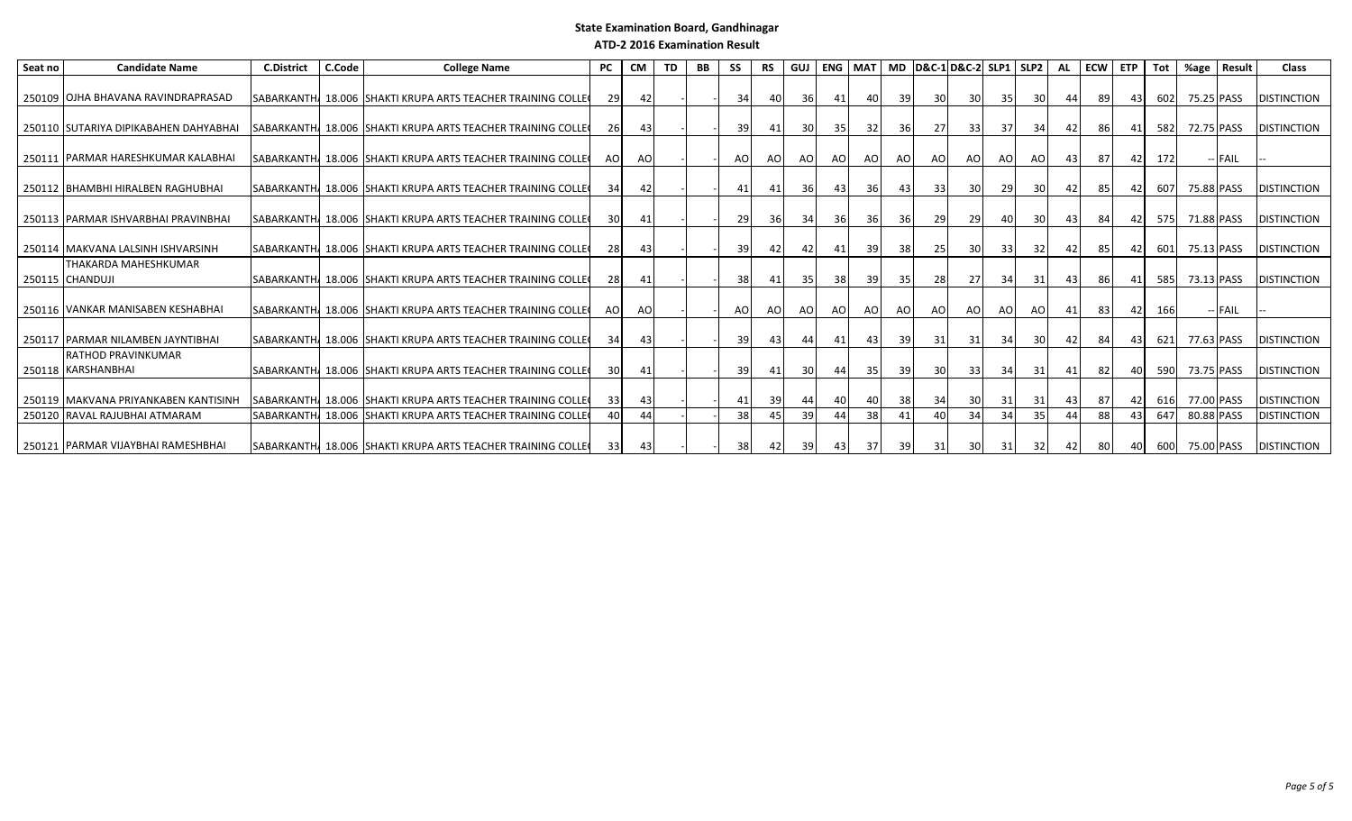**State Examination Board, Gandhinagar**

**ATD-2 2016 Examination Result**

| Seat no | Candidate Name | C.District | C.Code | College Name | PC | CM | TD | BB | SS | RS | GUJ | ENG | MAT | MD | D&C-1 | D&C-2 | SLP1 | SLP2 | AL | ECW | ETP | Tot | %age | Result | Class |
|---|---|---|---|---|---|---|---|---|---|---|---|---|---|---|---|---|---|---|---|---|---|---|---|---|---|
| 250109 | OJHA BHAVANA RAVINDRAPRASAD | SABARKANTHA | 18.006 | SHAKTI KRUPA ARTS TEACHER TRAINING COLLEGE | 29 | 42 | | - | 34 | 40 | 36 | 41 | 40 | 39 | 30 | 30 | 35 | 30 | 44 | 89 | 43 | 602 | 75.25 | PASS | DISTINCTION |
| 250110 | SUTARIYA DIPIKABAHEN DAHYABHAI | SABARKANTHA | 18.006 | SHAKTI KRUPA ARTS TEACHER TRAINING COLLEGE | 26 | 43 | | - | 39 | 41 | 30 | 35 | 32 | 36 | 27 | 33 | 37 | 34 | 42 | 86 | 41 | 582 | 72.75 | PASS | DISTINCTION |
| 250111 | PARMAR HARESHKUMAR KALABHAI | SABARKANTHA | 18.006 | SHAKTI KRUPA ARTS TEACHER TRAINING COLLEGE | AO | AO | | - | AO | AO | AO | AO | AO | AO | AO | AO | AO | AO | 43 | 87 | 42 | 172 | -- | FAIL | -- |
| 250112 | BHAMBHI HIRALBEN RAGHUBHAI | SABARKANTHA | 18.006 | SHAKTI KRUPA ARTS TEACHER TRAINING COLLEGE | 34 | 42 | | - | 41 | 41 | 36 | 43 | 36 | 43 | 33 | 30 | 29 | 30 | 42 | 85 | 42 | 607 | 75.88 | PASS | DISTINCTION |
| 250113 | PARMAR ISHVARBHAI PRAVINBHAI | SABARKANTHA | 18.006 | SHAKTI KRUPA ARTS TEACHER TRAINING COLLEGE | 30 | 41 | | - | 29 | 36 | 34 | 36 | 36 | 36 | 29 | 29 | 40 | 30 | 43 | 84 | 42 | 575 | 71.88 | PASS | DISTINCTION |
| 250114 | MAKVANA LALSINH ISHVARSINH | SABARKANTHA | 18.006 | SHAKTI KRUPA ARTS TEACHER TRAINING COLLEGE | 28 | 43 | | - | 39 | 42 | 42 | 41 | 39 | 38 | 25 | 30 | 33 | 32 | 42 | 85 | 42 | 601 | 75.13 | PASS | DISTINCTION |
| 250115 | THAKARDA MAHESHKUMAR CHANDUJI | SABARKANTHA | 18.006 | SHAKTI KRUPA ARTS TEACHER TRAINING COLLEGE | 28 | 41 | | - | 38 | 41 | 35 | 38 | 39 | 35 | 28 | 27 | 34 | 31 | 43 | 86 | 41 | 585 | 73.13 | PASS | DISTINCTION |
| 250116 | VANKAR MANISABEN KESHABHAI | SABARKANTHA | 18.006 | SHAKTI KRUPA ARTS TEACHER TRAINING COLLEGE | AO | AO | | - | AO | AO | AO | AO | AO | AO | AO | AO | AO | AO | 41 | 83 | 42 | 166 | -- | FAIL | -- |
| 250117 | PARMAR NILAMBEN JAYNTIBHAI | SABARKANTHA | 18.006 | SHAKTI KRUPA ARTS TEACHER TRAINING COLLEGE | 34 | 43 | | - | 39 | 43 | 44 | 41 | 43 | 39 | 31 | 31 | 34 | 30 | 42 | 84 | 43 | 621 | 77.63 | PASS | DISTINCTION |
| 250118 | RATHOD PRAVINKUMAR KARSHANBHAI | SABARKANTHA | 18.006 | SHAKTI KRUPA ARTS TEACHER TRAINING COLLEGE | 30 | 41 | | - | 39 | 41 | 30 | 44 | 35 | 39 | 30 | 33 | 34 | 31 | 41 | 82 | 40 | 590 | 73.75 | PASS | DISTINCTION |
| 250119 | MAKVANA PRIYANKABEN KANTISINH | SABARKANTHA | 18.006 | SHAKTI KRUPA ARTS TEACHER TRAINING COLLEGE | 33 | 43 | | - | 41 | 39 | 44 | 40 | 40 | 38 | 34 | 30 | 31 | 31 | 43 | 87 | 42 | 616 | 77.00 | PASS | DISTINCTION |
| 250120 | RAVAL RAJUBHAI ATMARAM | SABARKANTHA | 18.006 | SHAKTI KRUPA ARTS TEACHER TRAINING COLLEGE | 40 | 44 | | - | 38 | 45 | 39 | 44 | 38 | 41 | 40 | 34 | 34 | 35 | 44 | 88 | 43 | 647 | 80.88 | PASS | DISTINCTION |
| 250121 | PARMAR VIJAYBHAI RAMESHBHAI | SABARKANTHA | 18.006 | SHAKTI KRUPA ARTS TEACHER TRAINING COLLEGE | 33 | 43 | | - | 38 | 42 | 39 | 43 | 37 | 39 | 31 | 30 | 31 | 32 | 42 | 80 | 40 | 600 | 75.00 | PASS | DISTINCTION |